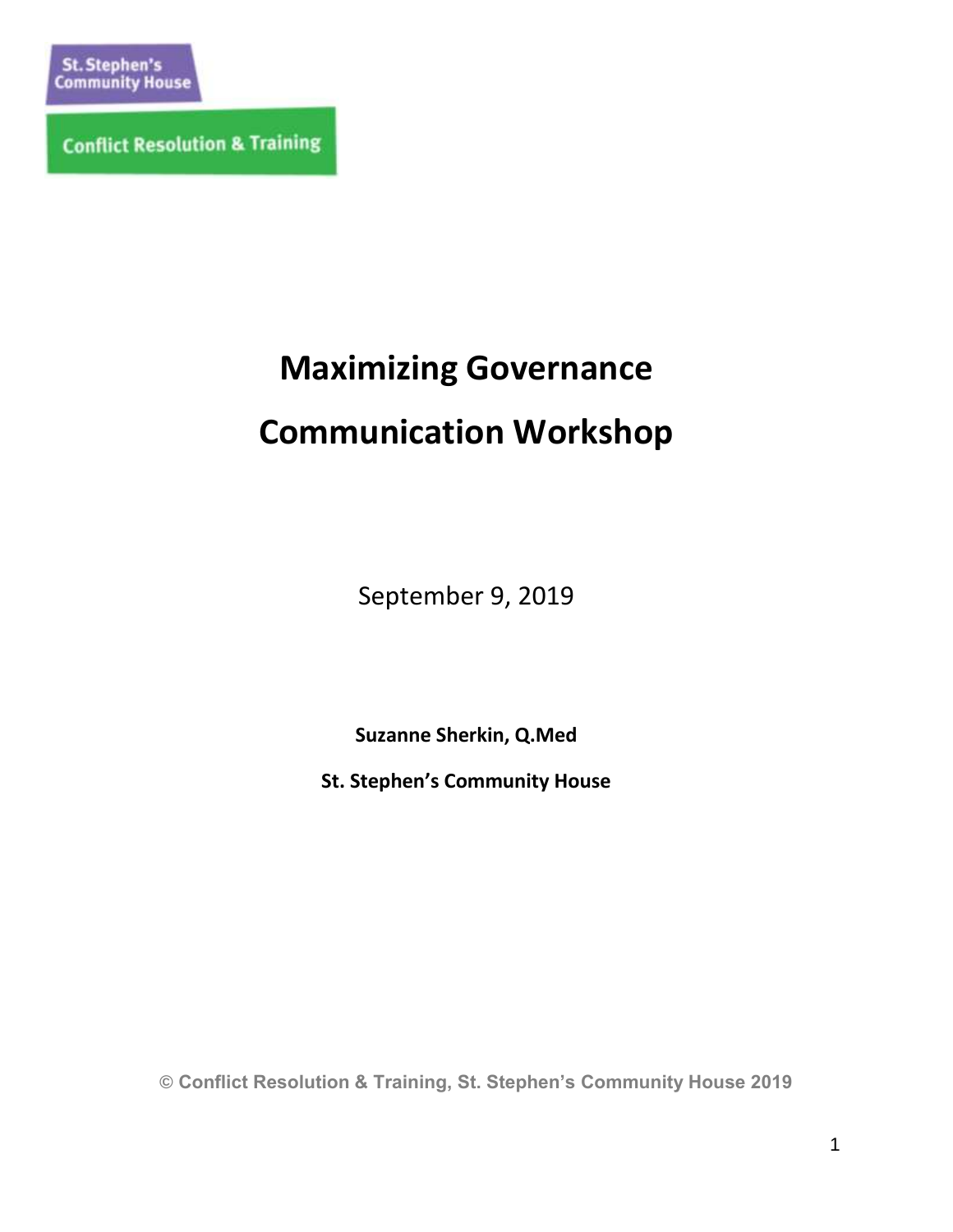St. Stephen's Community House

Conflict Resolution & Training

# Maximizing Governance

# Communication Workshop

September 9, 2019

**Suzanne Sherkin, Q.Med**

**St. Stephen's Community House**

© Conflict Resolution & Training, St. Stephen's Community House 2019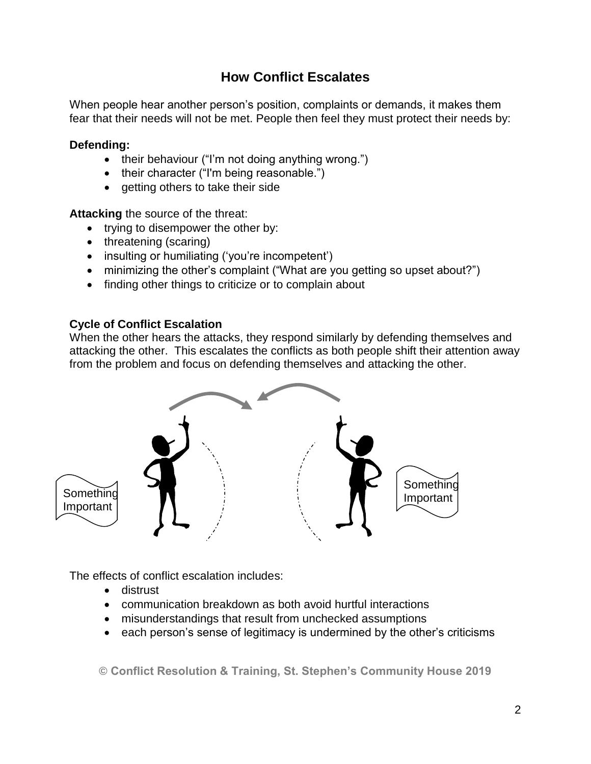## How Conflict Escalates

When people hear another person's position, complaints or demands, it makes them fear that their needs will not be met. People then feel they must protect their needs by:

**Defending:**

- their behaviour ("I'm not doing anything wrong.")
- their character ("I'm being reasonable.")
- getting others to take their side

**Attacking** the source of the threat:

- trying to disempower the other by:
- threatening (scaring)
- insulting or humiliating ('you're incompetent')
- minimizing the other's complaint ("What are you getting so upset about?")
- finding other things to criticize or to complain about

**Cycle of Conflict Escalation**

When the other hears the attacks, they respond similarly by defending themselves and attacking the other. This escalates the conflicts as both people shift their attention away from the problem and focus on defending themselves and attacking the other.

Something Important

Something Important

The effects of conflict escalation includes:

- distrust
- communication breakdown as both avoid hurtful interactions
- misunderstandings that result from unchecked assumptions
- each person's sense of legitimacy is undermined by the other's criticisms

© Conflict Resolution & Training, St. Stephen's Community House 2019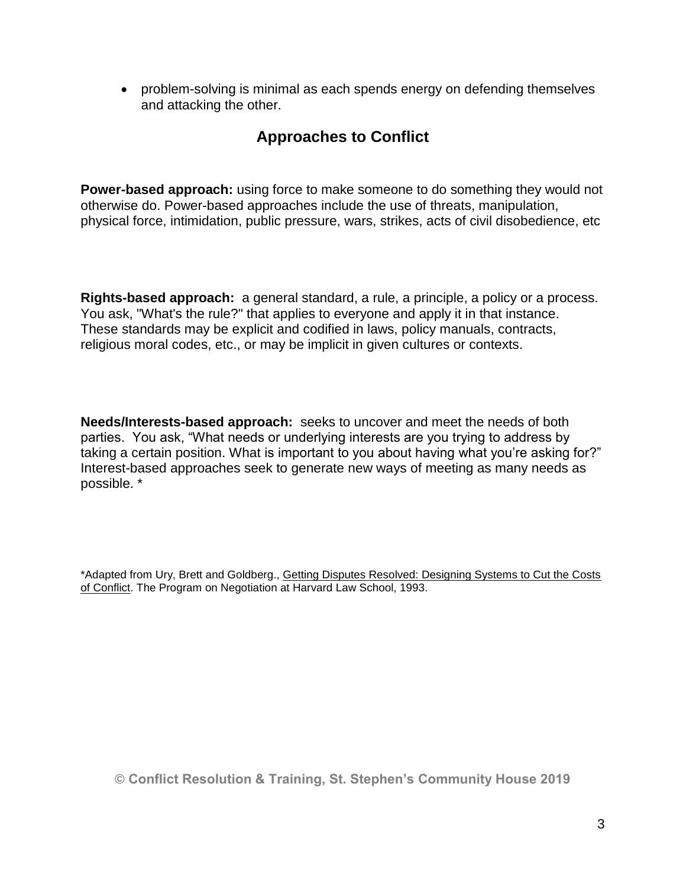- problem-solving is minimal as each spends energy on defending themselves and attacking the other.

## Approaches to Conflict

**Power-based approach:** using force to make someone to do something they would not otherwise do. Power-based approaches include the use of threats, manipulation, physical force, intimidation, public pressure, wars, strikes, acts of civil disobedience, etc

**Rights-based approach:** a general standard, a rule, a principle, a policy or a process. You ask, "What's the rule?" that applies to everyone and apply it in that instance. These standards may be explicit and codified in laws, policy manuals, contracts, religious moral codes, etc., or may be implicit in given cultures or contexts.

**Needs/Interests-based approach:** seeks to uncover and meet the needs of both parties. You ask, "What needs or underlying interests are you trying to address by taking a certain position. What is important to you about having what you're asking for?" Interest-based approaches seek to generate new ways of meeting as many needs as possible. *

*Adapted from Ury, Brett and Goldberg., Getting Disputes Resolved: Designing Systems to Cut the Costs of Conflict. The Program on Negotiation at Harvard Law School, 1993.

© Conflict Resolution & Training, St. Stephen's Community House 2019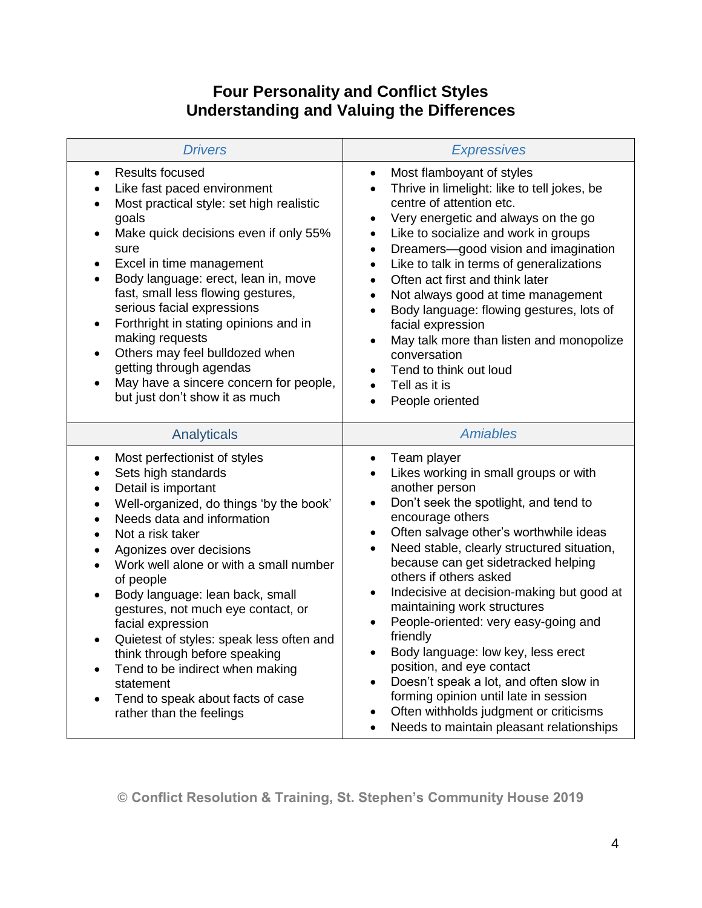# Four Personality and Conflict Styles
## Understanding and Valuing the Differences

### *Drivers*

- Results focused
- Like fast paced environment
- Most practical style: set high realistic goals
- Make quick decisions even if only 55% sure
- Excel in time management
- Body language: erect, lean in, move fast, small less flowing gestures, serious facial expressions
- Forthright in stating opinions and in making requests
- Others may feel bulldozed when getting through agendas
- May have a sincere concern for people, but just don't show it as much

### *Expressives*

- Most flamboyant of styles
- Thrive in limelight: like to tell jokes, be centre of attention etc.
- Very energetic and always on the go
- Like to socialize and work in groups
- Dreamers—good vision and imagination
- Like to talk in terms of generalizations
- Often act first and think later
- Not always good at time management
- Body language: flowing gestures, lots of facial expression
- May talk more than listen and monopolize conversation
- Tend to think out loud
- Tell as it is
- People oriented

### Analyticals

- Most perfectionist of styles
- Sets high standards
- Detail is important
- Well-organized, do things 'by the book'
- Needs data and information
- Not a risk taker
- Agonizes over decisions
- Work well alone or with a small number of people
- Body language: lean back, small gestures, not much eye contact, or facial expression
- Quietest of styles: speak less often and think through before speaking
- Tend to be indirect when making statement
- Tend to speak about facts of case rather than the feelings

### *Amiables*

- Team player
- Likes working in small groups or with another person
- Don't seek the spotlight, and tend to encourage others
- Often salvage other's worthwhile ideas
- Need stable, clearly structured situation, because can get sidetracked helping others if others asked
- Indecisive at decision-making but good at maintaining work structures
- People-oriented: very easy-going and friendly
- Body language: low key, less erect position, and eye contact
- Doesn't speak a lot, and often slow in forming opinion until late in session
- Often withholds judgment or criticisms
- Needs to maintain pleasant relationships

© Conflict Resolution & Training, St. Stephen's Community House 2019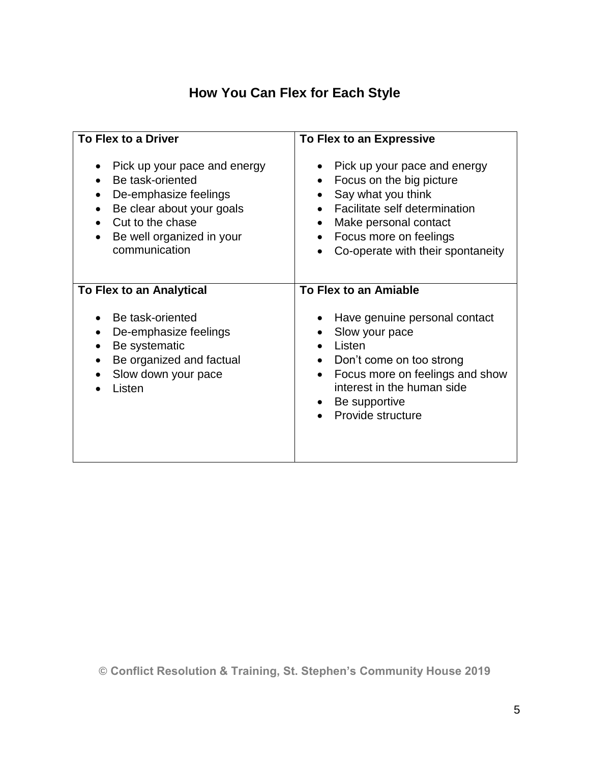## How You Can Flex for Each Style

**To Flex to a Driver**

- Pick up your pace and energy
- Be task-oriented
- De-emphasize feelings
- Be clear about your goals
- Cut to the chase
- Be well organized in your communication

**To Flex to an Expressive**

- Pick up your pace and energy
- Focus on the big picture
- Say what you think
- Facilitate self determination
- Make personal contact
- Focus more on feelings
- Co-operate with their spontaneity

**To Flex to an Analytical**

- Be task-oriented
- De-emphasize feelings
- Be systematic
- Be organized and factual
- Slow down your pace
- Listen

**To Flex to an Amiable**

- Have genuine personal contact
- Slow your pace
- Listen
- Don't come on too strong
- Focus more on feelings and show interest in the human side
- Be supportive
- Provide structure

**© Conflict Resolution & Training, St. Stephen's Community House 2019**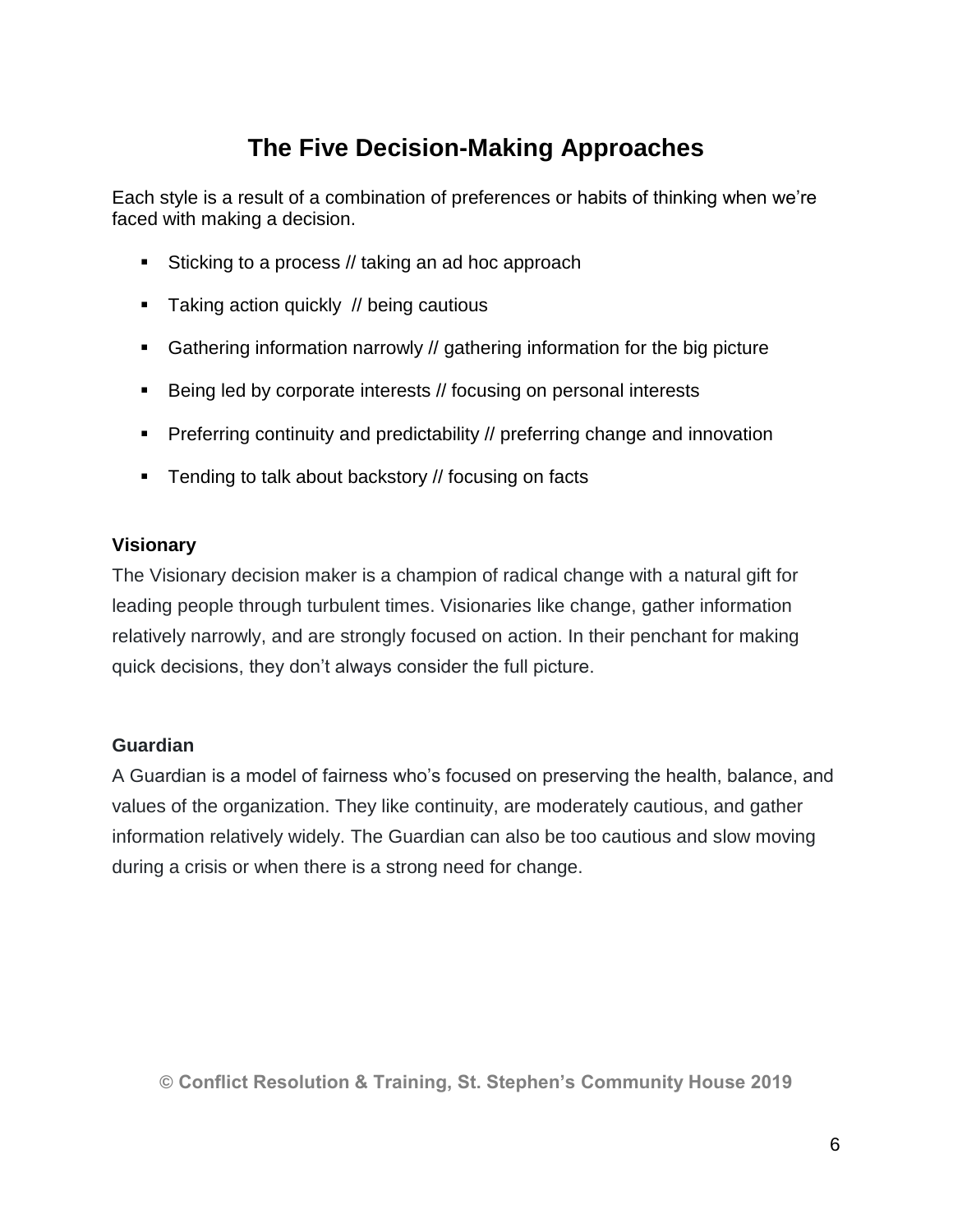# The Five Decision-Making Approaches

Each style is a result of a combination of preferences or habits of thinking when we're faced with making a decision.

- Sticking to a process // taking an ad hoc approach
- Taking action quickly // being cautious
- Gathering information narrowly // gathering information for the big picture
- Being led by corporate interests // focusing on personal interests
- Preferring continuity and predictability // preferring change and innovation
- Tending to talk about backstory // focusing on facts

**Visionary**

The Visionary decision maker is a champion of radical change with a natural gift for leading people through turbulent times. Visionaries like change, gather information relatively narrowly, and are strongly focused on action. In their penchant for making quick decisions, they don't always consider the full picture.

**Guardian**

A Guardian is a model of fairness who's focused on preserving the health, balance, and values of the organization. They like continuity, are moderately cautious, and gather information relatively widely. The Guardian can also be too cautious and slow moving during a crisis or when there is a strong need for change.

© **Conflict Resolution & Training, St. Stephen's Community House 2019**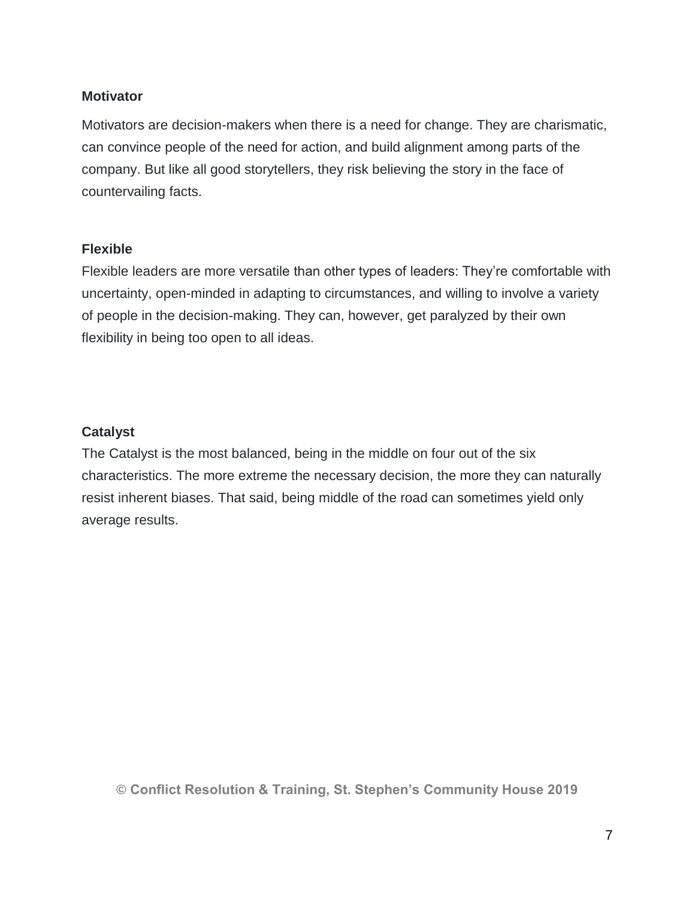**Motivator**

Motivators are decision-makers when there is a need for change. They are charismatic, can convince people of the need for action, and build alignment among parts of the company. But like all good storytellers, they risk believing the story in the face of countervailing facts.

**Flexible**

Flexible leaders are more versatile than other types of leaders: They're comfortable with uncertainty, open-minded in adapting to circumstances, and willing to involve a variety of people in the decision-making. They can, however, get paralyzed by their own flexibility in being too open to all ideas.

**Catalyst**

The Catalyst is the most balanced, being in the middle on four out of the six characteristics. The more extreme the necessary decision, the more they can naturally resist inherent biases. That said, being middle of the road can sometimes yield only average results.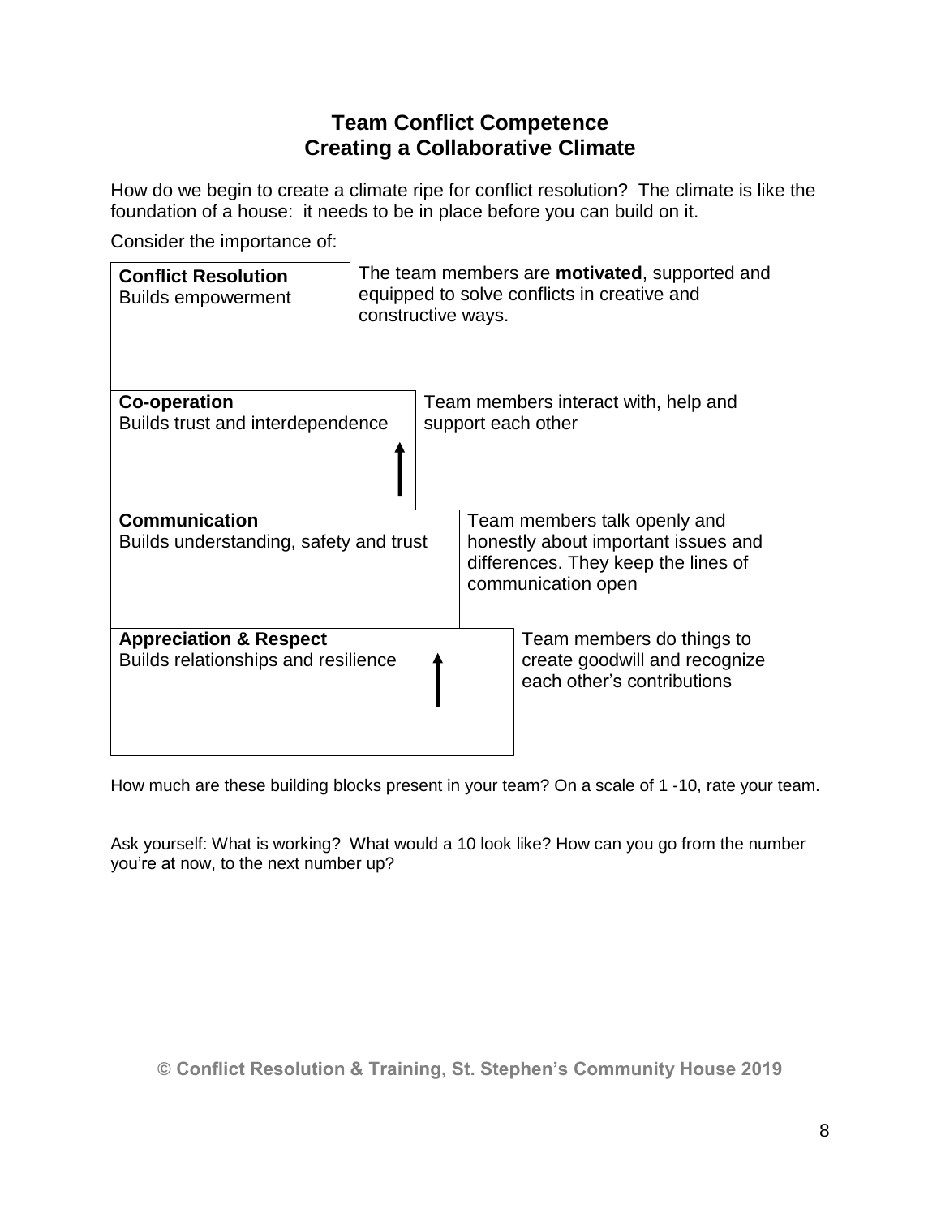## Team Conflict Competence
## Creating a Collaborative Climate

How do we begin to create a climate ripe for conflict resolution? The climate is like the foundation of a house: it needs to be in place before you can build on it.

Consider the importance of:

| Building Block | Description |
| --- | --- |
| **Conflict Resolution**<br>Builds empowerment | The team members are **motivated**, supported and equipped to solve conflicts in creative and constructive ways. |
| **Co-operation**<br>Builds trust and interdependence | Team members interact with, help and support each other |
| **Communication**<br>Builds understanding, safety and trust | Team members talk openly and honestly about important issues and differences. They keep the lines of communication open |
| **Appreciation & Respect**<br>Builds relationships and resilience | Team members do things to create goodwill and recognize each other's contributions |

How much are these building blocks present in your team? On a scale of 1 -10, rate your team.

Ask yourself: What is working? What would a 10 look like? How can you go from the number you're at now, to the next number up?

© Conflict Resolution & Training, St. Stephen's Community House 2019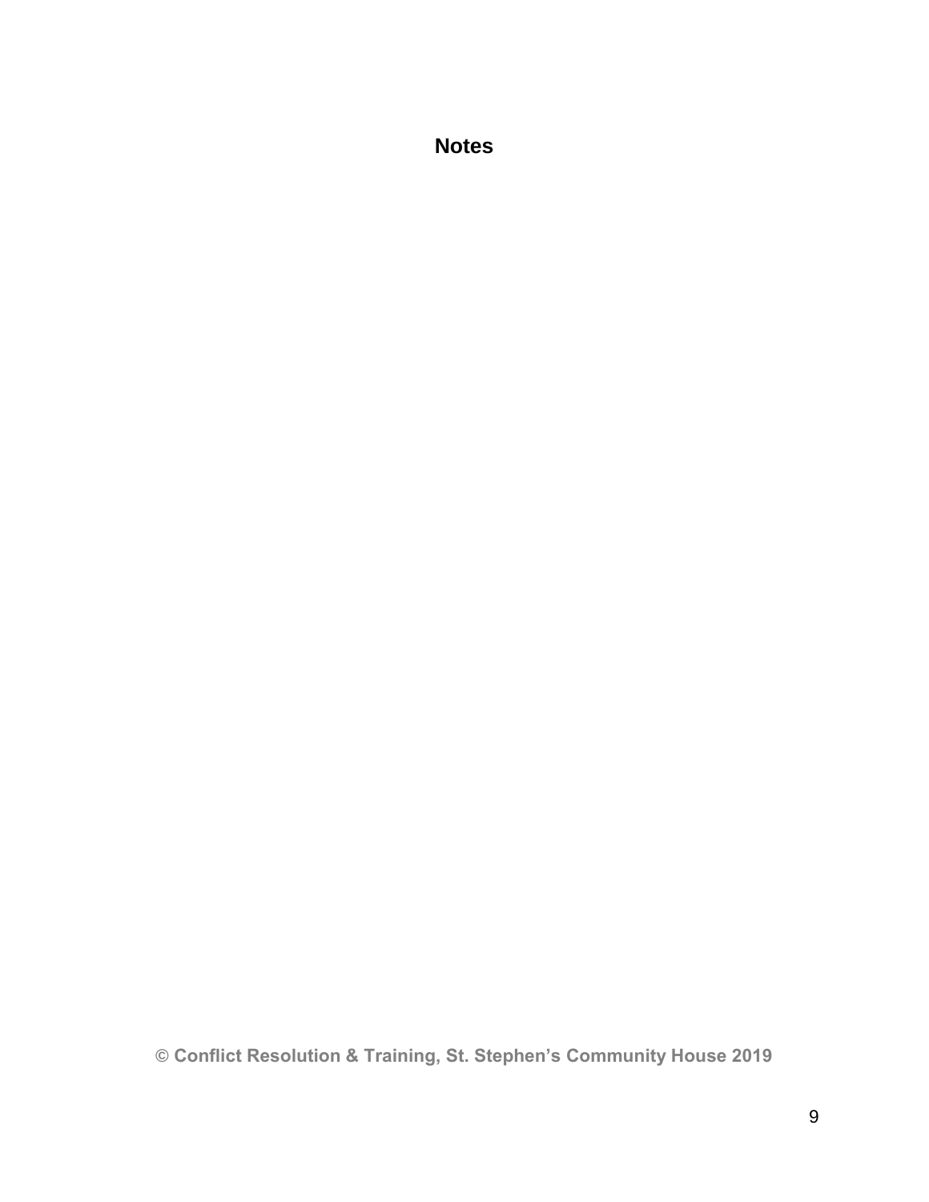# Notes